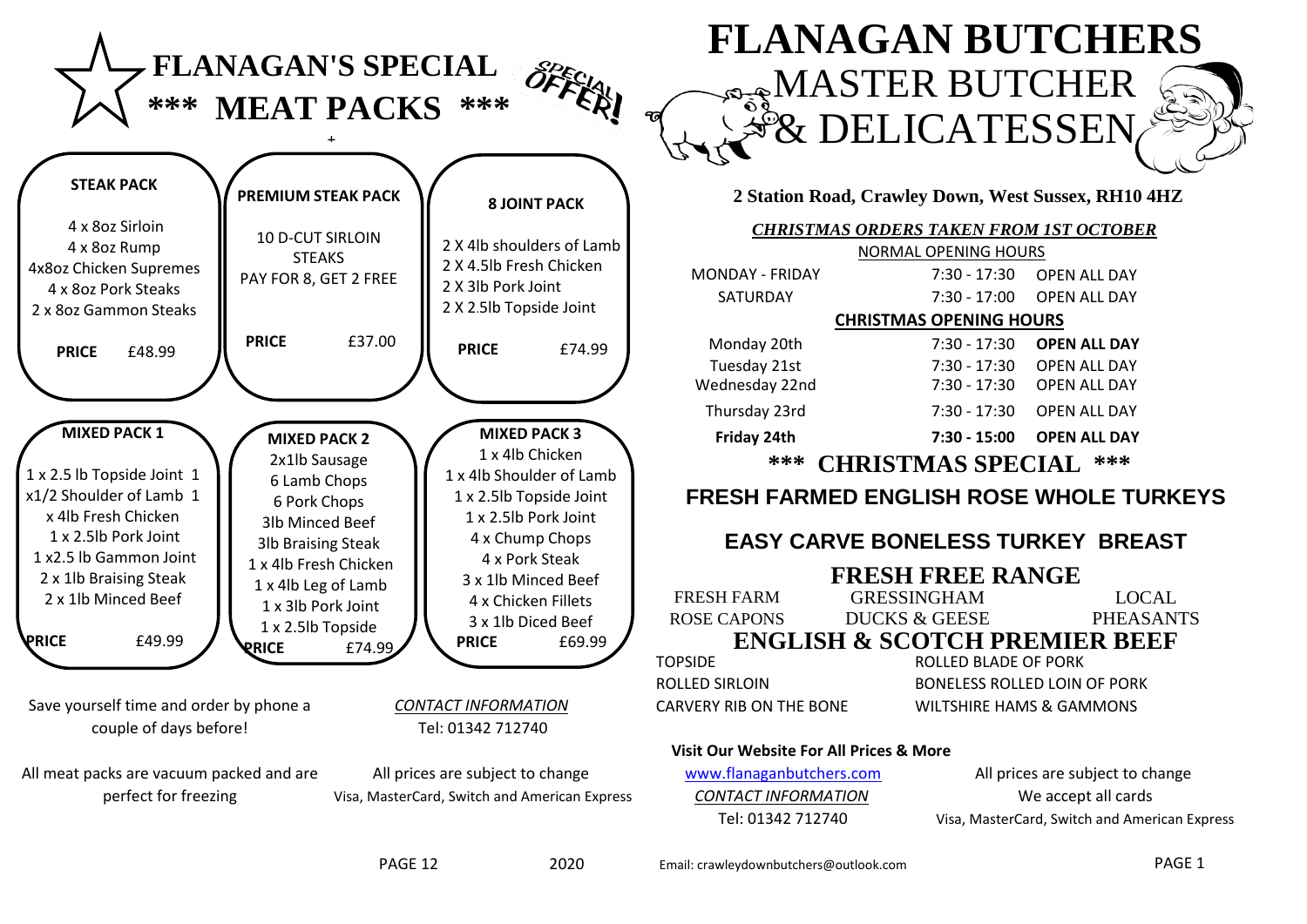# FLANAGAN'S SPECIAL
## *** MEAT PACKS ***

SPECIAL OFFER!

### STEAK PACK

4 x 8oz Sirloin
4 x 8oz Rump
4x8oz Chicken Supremes
4 x 8oz Pork Steaks
2 x 8oz Gammon Steaks

**PRICE** £48.99

### PREMIUM STEAK PACK

10 D-CUT SIRLOIN STEAKS
PAY FOR 8, GET 2 FREE

**PRICE** £37.00

### 8 JOINT PACK

2 X 4lb shoulders of Lamb
2 X 4.5lb Fresh Chicken
2 X 3lb Pork Joint
2 X 2.5lb Topside Joint

**PRICE** £74.99

### MIXED PACK 1

1 x 2.5 lb Topside Joint
1 x1/2 Shoulder of Lamb
1 x 4lb Fresh Chicken
1 x 2.5lb Pork Joint
1 x2.5 lb Gammon Joint
2 x 1lb Braising Steak
2 x 1lb Minced Beef

**PRICE** £49.99

### MIXED PACK 2

2x1lb Sausage
6 Lamb Chops
6 Pork Chops
3lb Minced Beef
3lb Braising Steak
1 x 4lb Fresh Chicken
1 x 4lb Leg of Lamb
1 x 3lb Pork Joint
1 x 2.5lb Topside

**PRICE** £74.99

### MIXED PACK 3

1 x 4lb Chicken
1 x 4lb Shoulder of Lamb
1 x 2.5lb Topside Joint
1 x 2.5lb Pork Joint
4 x Chump Chops
4 x Pork Steak
3 x 1lb Minced Beef
4 x Chicken Fillets
3 x 1lb Diced Beef

**PRICE** £69.99

Save yourself time and order by phone a couple of days before!

All meat packs are vacuum packed and are perfect for freezing

*CONTACT INFORMATION*
Tel: 01342 712740

All prices are subject to change
Visa, MasterCard, Switch and American Express

PAGE 12 2020

# FLANAGAN BUTCHERS
## MASTER BUTCHER & DELICATESSEN

**2 Station Road, Crawley Down, West Sussex, RH10 4HZ**

***CHRISTMAS ORDERS TAKEN FROM 1ST OCTOBER***

| NORMAL OPENING HOURS | | |
|---|---|---|
| MONDAY - FRIDAY | 7:30 - 17:30 | OPEN ALL DAY |
| SATURDAY | 7:30 - 17:00 | OPEN ALL DAY |
| **CHRISTMAS OPENING HOURS** | | |
| Monday 20th | 7:30 - 17:30 | **OPEN ALL DAY** |
| Tuesday 21st | 7:30 - 17:30 | OPEN ALL DAY |
| Wednesday 22nd | 7:30 - 17:30 | OPEN ALL DAY |
| Thursday 23rd | 7:30 - 17:30 | OPEN ALL DAY |
| **Friday 24th** | **7:30 - 15:00** | **OPEN ALL DAY** |

## *** CHRISTMAS SPECIAL ***

### FRESH FARMED ENGLISH ROSE WHOLE TURKEYS

### EASY CARVE BONELESS TURKEY BREAST

### FRESH FREE RANGE

FRESH FARM ROSE CAPONS — GRESSINGHAM DUCKS & GEESE — LOCAL PHEASANTS

### ENGLISH & SCOTCH PREMIER BEEF

TOPSIDE — ROLLED BLADE OF PORK
ROLLED SIRLOIN — BONELESS ROLLED LOIN OF PORK
CARVERY RIB ON THE BONE — WILTSHIRE HAMS & GAMMONS

**Visit Our Website For All Prices & More**

www.flanaganbutchers.com

*CONTACT INFORMATION*
Tel: 01342 712740

All prices are subject to change
We accept all cards
Visa, MasterCard, Switch and American Express

Email: crawleydownbutchers@outlook.com

PAGE 1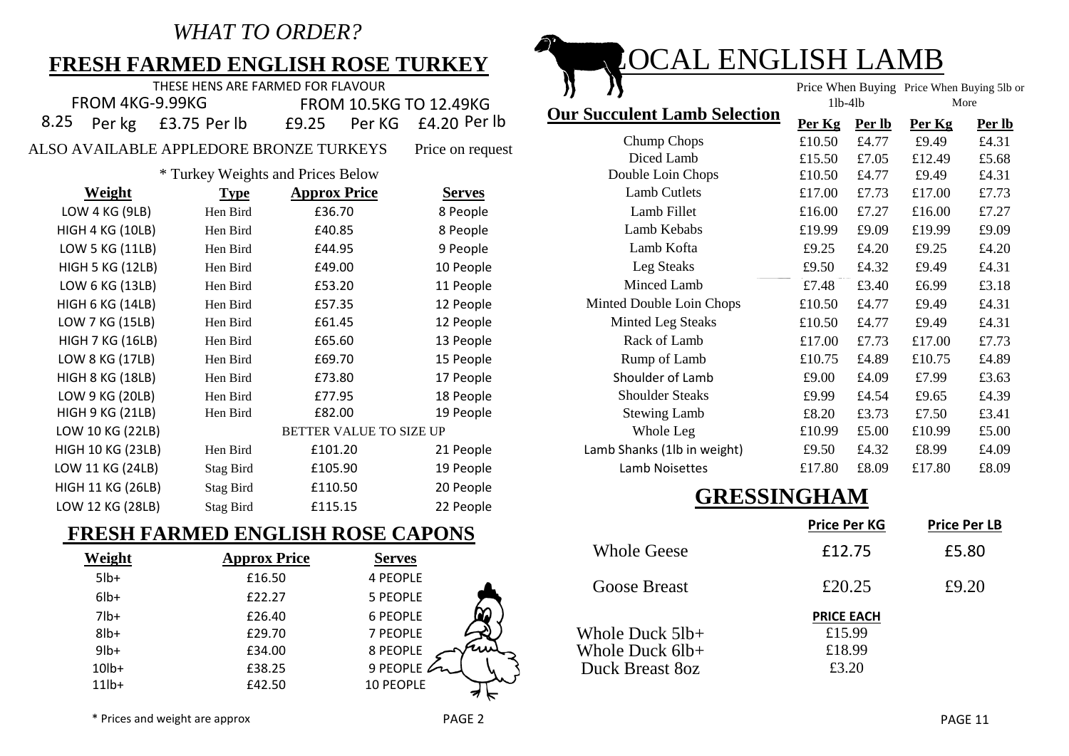*WHAT TO ORDER?*

## FRESH FARMED ENGLISH ROSE TURKEY

THESE HENS ARE FARMED FOR FLAVOUR

| FROM 4KG-9.99KG | | FROM 10.5KG TO 12.49KG | |
|---|---|---|---|
| 8.25 Per kg | £3.75 Per lb | £9.25 Per KG | £4.20 Per lb |

ALSO AVAILABLE APPLEDORE BRONZE TURKEYS Price on request

\* Turkey Weights and Prices Below

| Weight | Type | Approx Price | Serves |
|---|---|---|---|
| LOW 4 KG (9LB) | Hen Bird | £36.70 | 8 People |
| HIGH 4 KG (10LB) | Hen Bird | £40.85 | 8 People |
| LOW 5 KG (11LB) | Hen Bird | £44.95 | 9 People |
| HIGH 5 KG (12LB) | Hen Bird | £49.00 | 10 People |
| LOW 6 KG (13LB) | Hen Bird | £53.20 | 11 People |
| HIGH 6 KG (14LB) | Hen Bird | £57.35 | 12 People |
| LOW 7 KG (15LB) | Hen Bird | £61.45 | 12 People |
| HIGH 7 KG (16LB) | Hen Bird | £65.60 | 13 People |
| LOW 8 KG (17LB) | Hen Bird | £69.70 | 15 People |
| HIGH 8 KG (18LB) | Hen Bird | £73.80 | 17 People |
| LOW 9 KG (20LB) | Hen Bird | £77.95 | 18 People |
| HIGH 9 KG (21LB) | Hen Bird | £82.00 | 19 People |
| LOW 10 KG (22LB) | BETTER VALUE TO SIZE UP | | |
| HIGH 10 KG (23LB) | Hen Bird | £101.20 | 21 People |
| LOW 11 KG (24LB) | Stag Bird | £105.90 | 19 People |
| HIGH 11 KG (26LB) | Stag Bird | £110.50 | 20 People |
| LOW 12 KG (28LB) | Stag Bird | £115.15 | 22 People |

## FRESH FARMED ENGLISH ROSE CAPONS

| Weight | Approx Price | Serves |
|---|---|---|
| 5lb+ | £16.50 | 4 PEOPLE |
| 6lb+ | £22.27 | 5 PEOPLE |
| 7lb+ | £26.40 | 6 PEOPLE |
| 8lb+ | £29.70 | 7 PEOPLE |
| 9lb+ | £34.00 | 8 PEOPLE |
| 10lb+ | £38.25 | 9 PEOPLE |
| 11lb+ | £42.50 | 10 PEOPLE |

\* Prices and weight are approx

## LOCAL ENGLISH LAMB

| Our Succulent Lamb Selection | Price When Buying 1lb-4lb | | Price When Buying 5lb or More | |
|---|---|---|---|---|
| | Per Kg | Per lb | Per Kg | Per lb |
| Chump Chops | £10.50 | £4.77 | £9.49 | £4.31 |
| Diced Lamb | £15.50 | £7.05 | £12.49 | £5.68 |
| Double Loin Chops | £10.50 | £4.77 | £9.49 | £4.31 |
| Lamb Cutlets | £17.00 | £7.73 | £17.00 | £7.73 |
| Lamb Fillet | £16.00 | £7.27 | £16.00 | £7.27 |
| Lamb Kebabs | £19.99 | £9.09 | £19.99 | £9.09 |
| Lamb Kofta | £9.25 | £4.20 | £9.25 | £4.20 |
| Leg Steaks | £9.50 | £4.32 | £9.49 | £4.31 |
| Minced Lamb | £7.48 | £3.40 | £6.99 | £3.18 |
| Minted Double Loin Chops | £10.50 | £4.77 | £9.49 | £4.31 |
| Minted Leg Steaks | £10.50 | £4.77 | £9.49 | £4.31 |
| Rack of Lamb | £17.00 | £7.73 | £17.00 | £7.73 |
| Rump of Lamb | £10.75 | £4.89 | £10.75 | £4.89 |
| Shoulder of Lamb | £9.00 | £4.09 | £7.99 | £3.63 |
| Shoulder Steaks | £9.99 | £4.54 | £9.65 | £4.39 |
| Stewing Lamb | £8.20 | £3.73 | £7.50 | £3.41 |
| Whole Leg | £10.99 | £5.00 | £10.99 | £5.00 |
| Lamb Shanks (1lb in weight) | £9.50 | £4.32 | £8.99 | £4.09 |
| Lamb Noisettes | £17.80 | £8.09 | £17.80 | £8.09 |

## GRESSINGHAM

| | Price Per KG | Price Per LB |
|---|---|---|
| Whole Geese | £12.75 | £5.80 |
| Goose Breast | £20.25 | £9.20 |
| | **PRICE EACH** | |
| Whole Duck 5lb+ | £15.99 | |
| Whole Duck 6lb+ | £18.99 | |
| Duck Breast 8oz | £3.20 | |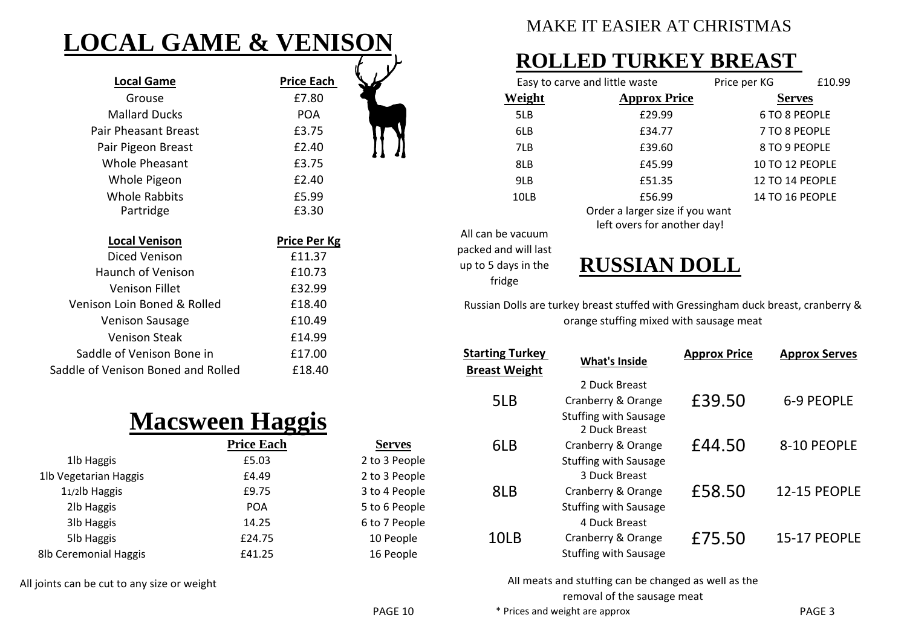# LOCAL GAME & VENISON

| Local Game | Price Each |
|---|---|
| Grouse | £7.80 |
| Mallard Ducks | POA |
| Pair Pheasant Breast | £3.75 |
| Pair Pigeon Breast | £2.40 |
| Whole Pheasant | £3.75 |
| Whole Pigeon | £2.40 |
| Whole Rabbits | £5.99 |
| Partridge | £3.30 |

| Local Venison | Price Per Kg |
|---|---|
| Diced Venison | £11.37 |
| Haunch of Venison | £10.73 |
| Venison Fillet | £32.99 |
| Venison Loin Boned & Rolled | £18.40 |
| Venison Sausage | £10.49 |
| Venison Steak | £14.99 |
| Saddle of Venison Bone in | £17.00 |
| Saddle of Venison Boned and Rolled | £18.40 |

# Macsween Haggis

| | Price Each | Serves |
|---|---|---|
| 1lb Haggis | £5.03 | 2 to 3 People |
| 1lb Vegetarian Haggis | £4.49 | 2 to 3 People |
| 1 1/2lb Haggis | £9.75 | 3 to 4 People |
| 2lb Haggis | POA | 5 to 6 People |
| 3lb Haggis | 14.25 | 6 to 7 People |
| 5lb Haggis | £24.75 | 10 People |
| 8lb Ceremonial Haggis | £41.25 | 16 People |

All joints can be cut to any size or weight

MAKE IT EASIER AT CHRISTMAS

# ROLLED TURKEY BREAST

Easy to carve and little waste — Price per KG £10.99

| Weight | Approx Price | Serves |
|---|---|---|
| 5LB | £29.99 | 6 TO 8 PEOPLE |
| 6LB | £34.77 | 7 TO 8 PEOPLE |
| 7LB | £39.60 | 8 TO 9 PEOPLE |
| 8LB | £45.99 | 10 TO 12 PEOPLE |
| 9LB | £51.35 | 12 TO 14 PEOPLE |
| 10LB | £56.99 | 14 TO 16 PEOPLE |

Order a larger size if you want left overs for another day!

All can be vacuum packed and will last up to 5 days in the fridge

# RUSSIAN DOLL

Russian Dolls are turkey breast stuffed with Gressingham duck breast, cranberry & orange stuffing mixed with sausage meat

| Starting Turkey Breast Weight | What's Inside | Approx Price | Approx Serves |
|---|---|---|---|
| 5LB | 2 Duck Breast, Cranberry & Orange Stuffing with Sausage | £39.50 | 6-9 PEOPLE |
| 6LB | 2 Duck Breast, Cranberry & Orange Stuffing with Sausage | £44.50 | 8-10 PEOPLE |
| 8LB | 3 Duck Breast, Cranberry & Orange Stuffing with Sausage | £58.50 | 12-15 PEOPLE |
| 10LB | 4 Duck Breast, Cranberry & Orange Stuffing with Sausage | £75.50 | 15-17 PEOPLE |

All meats and stuffing can be changed as well as the removal of the sausage meat

* Prices and weight are approx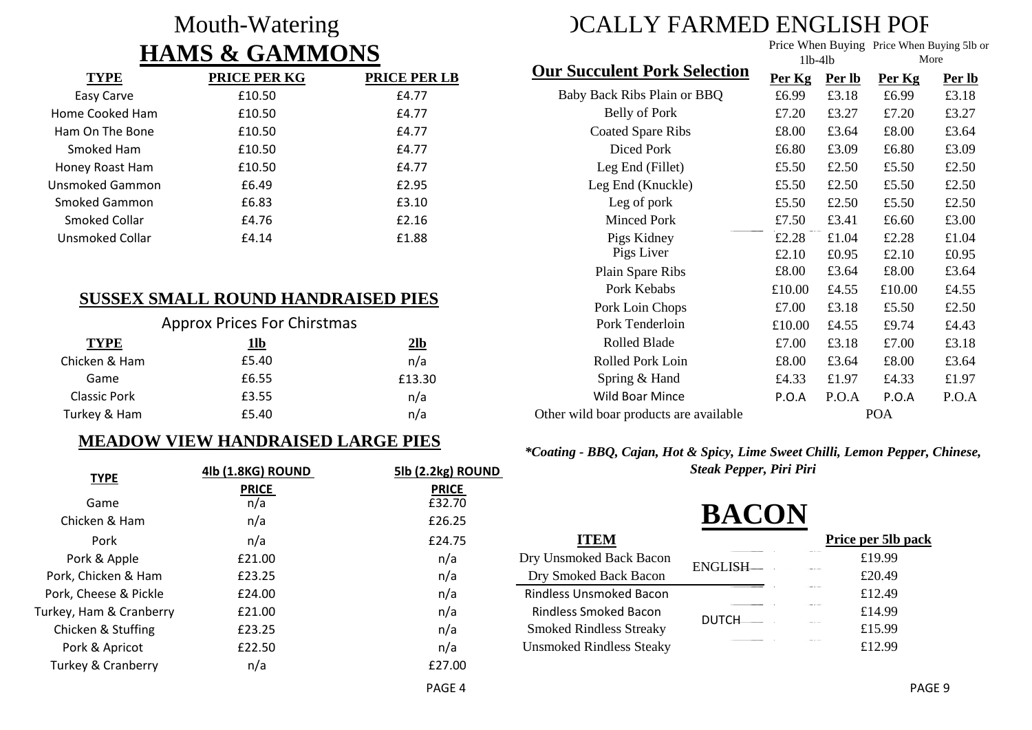# Mouth-Watering

## HAMS & GAMMONS

| TYPE | PRICE PER KG | PRICE PER LB |
|---|---|---|
| Easy Carve | £10.50 | £4.77 |
| Home Cooked Ham | £10.50 | £4.77 |
| Ham On The Bone | £10.50 | £4.77 |
| Smoked Ham | £10.50 | £4.77 |
| Honey Roast Ham | £10.50 | £4.77 |
| Unsmoked Gammon | £6.49 | £2.95 |
| Smoked Gammon | £6.83 | £3.10 |
| Smoked Collar | £4.76 | £2.16 |
| Unsmoked Collar | £4.14 | £1.88 |

## SUSSEX SMALL ROUND HANDRAISED PIES

Approx Prices For Chirstmas

| TYPE | 1lb | 2lb |
|---|---|---|
| Chicken & Ham | £5.40 | n/a |
| Game | £6.55 | £13.30 |
| Classic Pork | £3.55 | n/a |
| Turkey & Ham | £5.40 | n/a |

## MEADOW VIEW HANDRAISED LARGE PIES

| TYPE | 4lb (1.8KG) ROUND PRICE | 5lb (2.2kg) ROUND PRICE |
|---|---|---|
| Game | n/a | £32.70 |
| Chicken & Ham | n/a | £26.25 |
| Pork | n/a | £24.75 |
| Pork & Apple | £21.00 | n/a |
| Pork, Chicken & Ham | £23.25 | n/a |
| Pork, Cheese & Pickle | £24.00 | n/a |
| Turkey, Ham & Cranberry | £21.00 | n/a |
| Chicken & Stuffing | £23.25 | n/a |
| Pork & Apricot | £22.50 | n/a |
| Turkey & Cranberry | n/a | £27.00 |

# )CALLY FARMED ENGLISH POF

| Our Succulent Pork Selection | Price When Buying 1lb-4lb | | Price When Buying 5lb or More | |
|---|---|---|---|---|
| | Per Kg | Per lb | Per Kg | Per lb |
| Baby Back Ribs Plain or BBQ | £6.99 | £3.18 | £6.99 | £3.18 |
| Belly of Pork | £7.20 | £3.27 | £7.20 | £3.27 |
| Coated Spare Ribs | £8.00 | £3.64 | £8.00 | £3.64 |
| Diced Pork | £6.80 | £3.09 | £6.80 | £3.09 |
| Leg End (Fillet) | £5.50 | £2.50 | £5.50 | £2.50 |
| Leg End (Knuckle) | £5.50 | £2.50 | £5.50 | £2.50 |
| Leg of pork | £5.50 | £2.50 | £5.50 | £2.50 |
| Minced Pork | £7.50 | £3.41 | £6.60 | £3.00 |
| Pigs Kidney | £2.28 | £1.04 | £2.28 | £1.04 |
| Pigs Liver | £2.10 | £0.95 | £2.10 | £0.95 |
| Plain Spare Ribs | £8.00 | £3.64 | £8.00 | £3.64 |
| Pork Kebabs | £10.00 | £4.55 | £10.00 | £4.55 |
| Pork Loin Chops | £7.00 | £3.18 | £5.50 | £2.50 |
| Pork Tenderloin | £10.00 | £4.55 | £9.74 | £4.43 |
| Rolled Blade | £7.00 | £3.18 | £7.00 | £3.18 |
| Rolled Pork Loin | £8.00 | £3.64 | £8.00 | £3.64 |
| Spring & Hand | £4.33 | £1.97 | £4.33 | £1.97 |
| Wild Boar Mince | P.O.A | P.O.A | P.O.A | P.O.A |
| Other wild boar products are available | POA | | | |

***Coating - BBQ, Cajan, Hot & Spicy, Lime Sweet Chilli, Lemon Pepper, Chinese, Steak Pepper, Piri Piri***

# BACON

| ITEM | | Price per 5lb pack |
|---|---|---|
| Dry Unsmoked Back Bacon | ENGLISH | £19.99 |
| Dry Smoked Back Bacon | ENGLISH | £20.49 |
| Rindless Unsmoked Bacon | DUTCH | £12.49 |
| Rindless Smoked Bacon | DUTCH | £14.99 |
| Smoked Rindless Streaky | DUTCH | £15.99 |
| Unsmoked Rindless Steaky | DUTCH | £12.99 |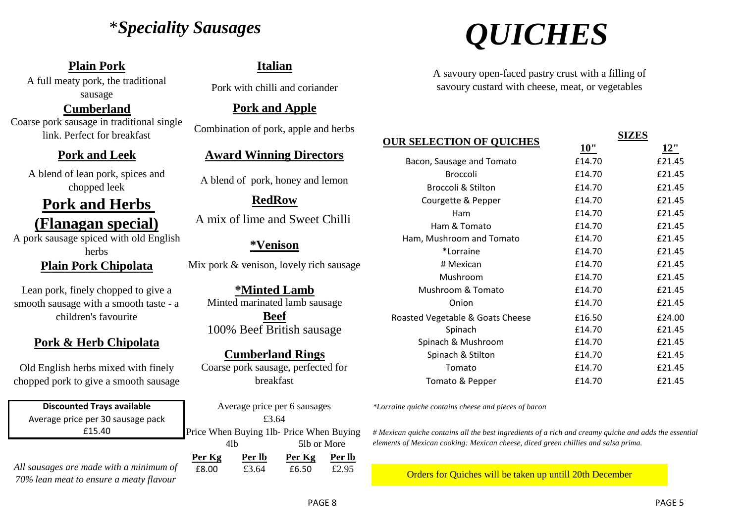# *Speciality Sausages

### Plain Pork

A full meaty pork, the traditional sausage

### Cumberland

Coarse pork sausage in traditional single link. Perfect for breakfast

### Pork and Leek

A blend of lean pork, spices and chopped leek

## Pork and Herbs (Flanagan special)

A pork sausage spiced with old English herbs

### Plain Pork Chipolata

Lean pork, finely chopped to give a smooth sausage with a smooth taste - a children's favourite

### Pork & Herb Chipolata

Old English herbs mixed with finely chopped pork to give a smooth sausage

### Italian

Pork with chilli and coriander

### Pork and Apple

Combination of pork, apple and herbs

### Award Winning Directors

A blend of pork, honey and lemon

### RedRow

A mix of lime and Sweet Chilli

### *Venison

Mix pork & venison, lovely rich sausage

### *Minted Lamb

Minted marinated lamb sausage

### Beef

100% Beef British sausage

### Cumberland Rings

Coarse pork sausage, perfected for breakfast

**Discounted Trays available**
Average price per 30 sausage pack
£15.40

Average price per 6 sausages
£3.64

| Price When Buying 1lb-4lb | | Price When Buying 5lb or More | |
|---|---|---|---|
| **Per Kg** | **Per lb** | **Per Kg** | **Per lb** |
| £8.00 | £3.64 | £6.50 | £2.95 |

*All sausages are made with a minimum of 70% lean meat to ensure a meaty flavour*

# QUICHES

A savoury open-faced pastry crust with a filling of savoury custard with cheese, meat, or vegetables

| OUR SELECTION OF QUICHES | SIZES 10" | 12" |
|---|---|---|
| Bacon, Sausage and Tomato | £14.70 | £21.45 |
| Broccoli | £14.70 | £21.45 |
| Broccoli & Stilton | £14.70 | £21.45 |
| Courgette & Pepper | £14.70 | £21.45 |
| Ham | £14.70 | £21.45 |
| Ham & Tomato | £14.70 | £21.45 |
| Ham, Mushroom and Tomato | £14.70 | £21.45 |
| *Lorraine | £14.70 | £21.45 |
| # Mexican | £14.70 | £21.45 |
| Mushroom | £14.70 | £21.45 |
| Mushroom & Tomato | £14.70 | £21.45 |
| Onion | £14.70 | £21.45 |
| Roasted Vegetable & Goats Cheese | £16.50 | £24.00 |
| Spinach | £14.70 | £21.45 |
| Spinach & Mushroom | £14.70 | £21.45 |
| Spinach & Stilton | £14.70 | £21.45 |
| Tomato | £14.70 | £21.45 |
| Tomato & Pepper | £14.70 | £21.45 |

*\*Lorraine quiche contains cheese and pieces of bacon*

*# Mexican quiche contains all the best ingredients of a rich and creamy quiche and adds the essential elements of Mexican cooking: Mexican cheese, diced green chillies and salsa prima.*

Orders for Quiches will be taken up untill 20th December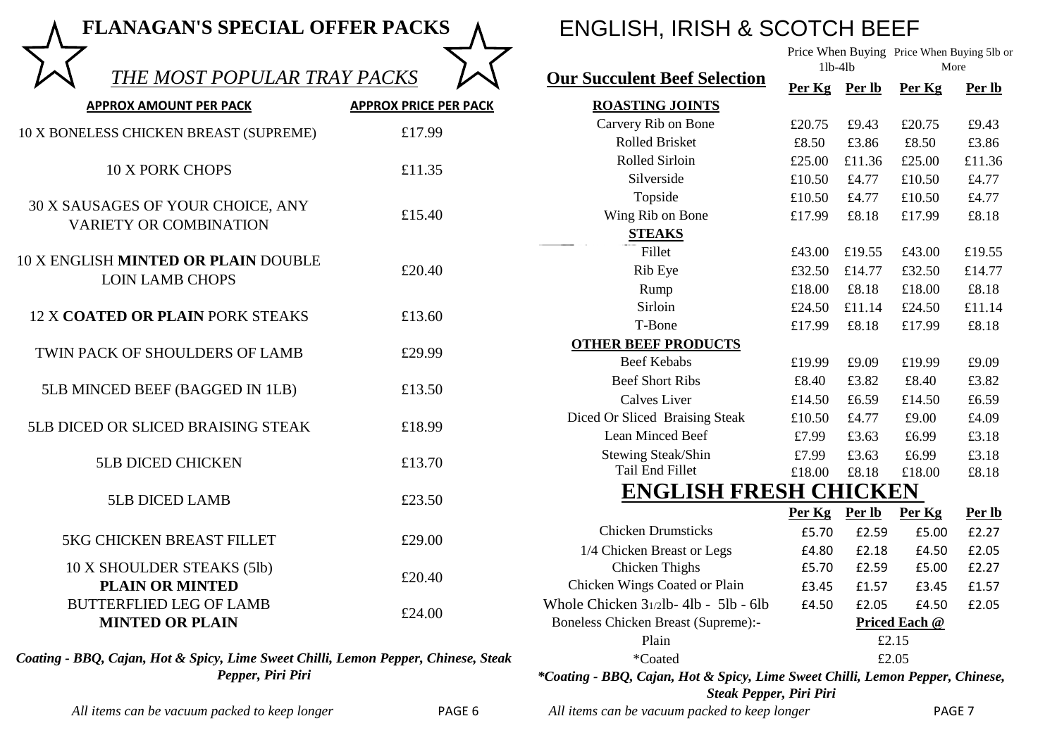# FLANAGAN'S SPECIAL OFFER PACKS

## *THE MOST POPULAR TRAY PACKS*

| APPROX AMOUNT PER PACK | APPROX PRICE PER PACK |
|---|---|
| 10 X BONELESS CHICKEN BREAST (SUPREME) | £17.99 |
| 10 X PORK CHOPS | £11.35 |
| 30 X SAUSAGES OF YOUR CHOICE, ANY VARIETY OR COMBINATION | £15.40 |
| 10 X ENGLISH **MINTED OR PLAIN** DOUBLE LOIN LAMB CHOPS | £20.40 |
| 12 X **COATED OR PLAIN** PORK STEAKS | £13.60 |
| TWIN PACK OF SHOULDERS OF LAMB | £29.99 |
| 5LB MINCED BEEF (BAGGED IN 1LB) | £13.50 |
| 5LB DICED OR SLICED BRAISING STEAK | £18.99 |
| 5LB DICED CHICKEN | £13.70 |
| 5LB DICED LAMB | £23.50 |
| 5KG CHICKEN BREAST FILLET | £29.00 |
| 10 X SHOULDER STEAKS (5lb) **PLAIN OR MINTED** | £20.40 |
| BUTTERFLIED LEG OF LAMB **MINTED OR PLAIN** | £24.00 |

***Coating - BBQ, Cajan, Hot & Spicy, Lime Sweet Chilli, Lemon Pepper, Chinese, Steak Pepper, Piri Piri***

*All items can be vacuum packed to keep longer*

# ENGLISH, IRISH & SCOTCH BEEF

| Our Succulent Beef Selection | Price When Buying 1lb-4lb | | Price When Buying 5lb or More | |
|---|---|---|---|---|
| | Per Kg | Per lb | Per Kg | Per lb |
| **ROASTING JOINTS** | | | | |
| Carvery Rib on Bone | £20.75 | £9.43 | £20.75 | £9.43 |
| Rolled Brisket | £8.50 | £3.86 | £8.50 | £3.86 |
| Rolled Sirloin | £25.00 | £11.36 | £25.00 | £11.36 |
| Silverside | £10.50 | £4.77 | £10.50 | £4.77 |
| Topside | £10.50 | £4.77 | £10.50 | £4.77 |
| Wing Rib on Bone | £17.99 | £8.18 | £17.99 | £8.18 |
| **STEAKS** | | | | |
| Fillet | £43.00 | £19.55 | £43.00 | £19.55 |
| Rib Eye | £32.50 | £14.77 | £32.50 | £14.77 |
| Rump | £18.00 | £8.18 | £18.00 | £8.18 |
| Sirloin | £24.50 | £11.14 | £24.50 | £11.14 |
| T-Bone | £17.99 | £8.18 | £17.99 | £8.18 |
| **OTHER BEEF PRODUCTS** | | | | |
| Beef Kebabs | £19.99 | £9.09 | £19.99 | £9.09 |
| Beef Short Ribs | £8.40 | £3.82 | £8.40 | £3.82 |
| Calves Liver | £14.50 | £6.59 | £14.50 | £6.59 |
| Diced Or Sliced Braising Steak | £10.50 | £4.77 | £9.00 | £4.09 |
| Lean Minced Beef | £7.99 | £3.63 | £6.99 | £3.18 |
| Stewing Steak/Shin | £7.99 | £3.63 | £6.99 | £3.18 |
| Tail End Fillet | £18.00 | £8.18 | £18.00 | £8.18 |

# ENGLISH FRESH CHICKEN

| | Per Kg | Per lb | Per Kg | Per lb |
|---|---|---|---|---|
| Chicken Drumsticks | £5.70 | £2.59 | £5.00 | £2.27 |
| 1/4 Chicken Breast or Legs | £4.80 | £2.18 | £4.50 | £2.05 |
| Chicken Thighs | £5.70 | £2.59 | £5.00 | £2.27 |
| Chicken Wings Coated or Plain | £3.45 | £1.57 | £3.45 | £1.57 |
| Whole Chicken 3 1/2lb- 4lb - 5lb - 6lb | £4.50 | £2.05 | £4.50 | £2.05 |
| Boneless Chicken Breast (Supreme):- | **Priced Each @** | | | |
| Plain | £2.15 | | | |
| *Coated | £2.05 | | | |

***Coating - BBQ, Cajan, Hot & Spicy, Lime Sweet Chilli, Lemon Pepper, Chinese, Steak Pepper, Piri Piri**

*All items can be vacuum packed to keep longer*